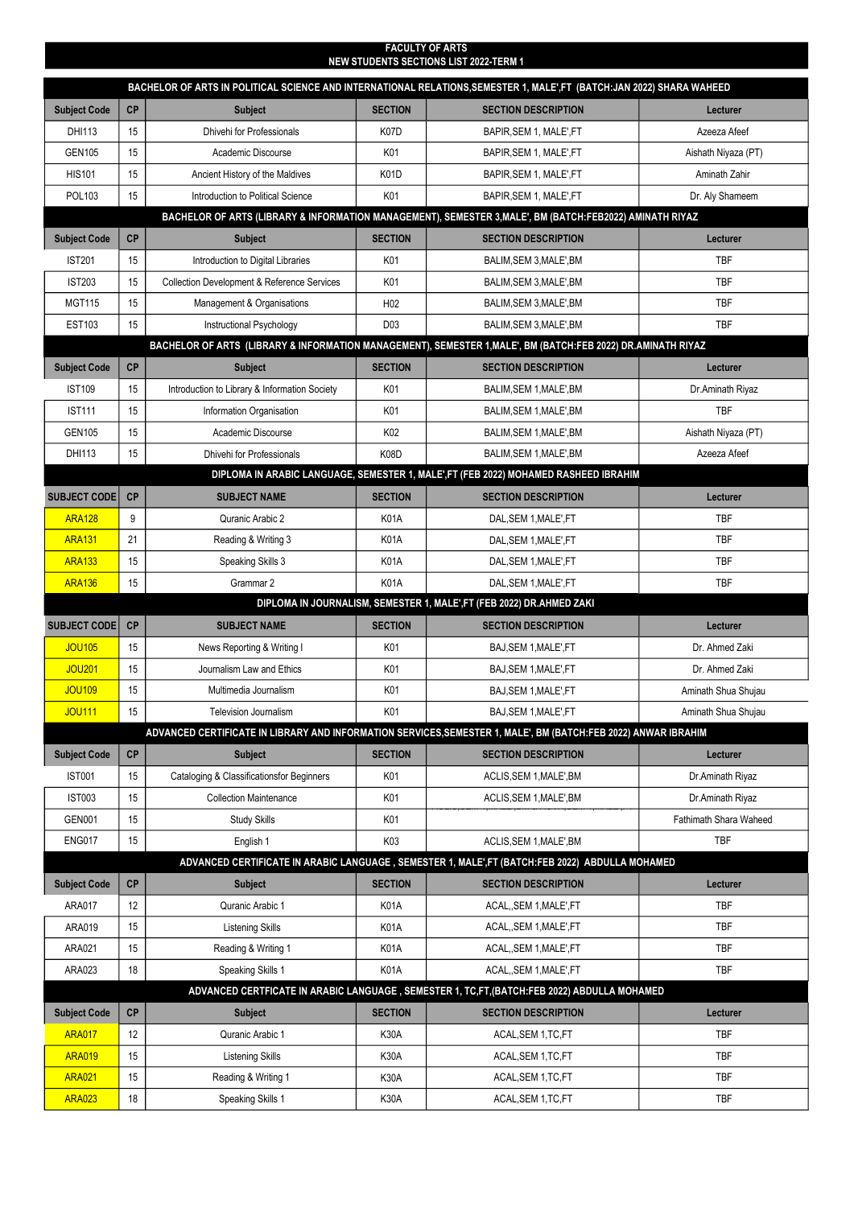# FACULTY OF ARTS
## NEW STUDENTS SECTIONS LIST 2022-TERM 1

### BACHELOR OF ARTS IN POLITICAL SCIENCE AND INTERNATIONAL RELATIONS,SEMESTER 1, MALE',FT (BATCH:JAN 2022) SHARA WAHEED

| Subject Code | CP | Subject | SECTION | SECTION DESCRIPTION | Lecturer |
|---|---|---|---|---|---|
| DHI113 | 15 | Dhivehi for Professionals | K07D | BAPIR,SEM 1, MALE',FT | Azeeza Afeef |
| GEN105 | 15 | Academic Discourse | K01 | BAPIR,SEM 1, MALE',FT | Aishath Niyaza (PT) |
| HIS101 | 15 | Ancient History of the Maldives | K01D | BAPIR,SEM 1, MALE',FT | Aminath Zahir |
| POL103 | 15 | Introduction to Political Science | K01 | BAPIR,SEM 1, MALE',FT | Dr. Aly Shameem |

### BACHELOR OF ARTS (LIBRARY & INFORMATION MANAGEMENT), SEMESTER 3,MALE', BM (BATCH:FEB2022) AMINATH RIYAZ

| Subject Code | CP | Subject | SECTION | SECTION DESCRIPTION | Lecturer |
|---|---|---|---|---|---|
| IST201 | 15 | Introduction to Digital Libraries | K01 | BALIM,SEM 3,MALE',BM | TBF |
| IST203 | 15 | Collection Development & Reference Services | K01 | BALIM,SEM 3,MALE',BM | TBF |
| MGT115 | 15 | Management & Organisations | H02 | BALIM,SEM 3,MALE',BM | TBF |
| EST103 | 15 | Instructional Psychology | D03 | BALIM,SEM 3,MALE',BM | TBF |

### BACHELOR OF ARTS (LIBRARY & INFORMATION MANAGEMENT), SEMESTER 1,MALE', BM (BATCH:FEB 2022) DR.AMINATH RIYAZ

| Subject Code | CP | Subject | SECTION | SECTION DESCRIPTION | Lecturer |
|---|---|---|---|---|---|
| IST109 | 15 | Introduction to Library & Information Society | K01 | BALIM,SEM 1,MALE',BM | Dr.Aminath Riyaz |
| IST111 | 15 | Information Organisation | K01 | BALIM,SEM 1,MALE',BM | TBF |
| GEN105 | 15 | Academic Discourse | K02 | BALIM,SEM 1,MALE',BM | Aishath Niyaza (PT) |
| DHI113 | 15 | Dhivehi for Professionals | K08D | BALIM,SEM 1,MALE',BM | Azeeza Afeef |

### DIPLOMA IN ARABIC LANGUAGE, SEMESTER 1, MALE',FT (FEB 2022) MOHAMED RASHEED IBRAHIM

| SUBJECT CODE | CP | SUBJECT NAME | SECTION | SECTION DESCRIPTION | Lecturer |
|---|---|---|---|---|---|
| ARA128 | 9 | Quranic Arabic 2 | K01A | DAL,SEM 1,MALE',FT | TBF |
| ARA131 | 21 | Reading & Writing 3 | K01A | DAL,SEM 1,MALE',FT | TBF |
| ARA133 | 15 | Speaking Skills 3 | K01A | DAL,SEM 1,MALE',FT | TBF |
| ARA136 | 15 | Grammar 2 | K01A | DAL,SEM 1,MALE',FT | TBF |

### DIPLOMA IN JOURNALISM, SEMESTER 1, MALE',FT (FEB 2022) DR.AHMED ZAKI

| SUBJECT CODE | CP | SUBJECT NAME | SECTION | SECTION DESCRIPTION | Lecturer |
|---|---|---|---|---|---|
| JOU105 | 15 | News Reporting & Writing I | K01 | BAJ,SEM 1,MALE',FT | Dr. Ahmed Zaki |
| JOU201 | 15 | Journalism Law and Ethics | K01 | BAJ,SEM 1,MALE',FT | Dr. Ahmed Zaki |
| JOU109 | 15 | Multimedia Journalism | K01 | BAJ,SEM 1,MALE',FT | Aminath Shua Shujau |
| JOU111 | 15 | Television Journalism | K01 | BAJ,SEM 1,MALE',FT | Aminath Shua Shujau |

### ADVANCED CERTIFICATE IN LIBRARY AND INFORMATION SERVICES,SEMESTER 1, MALE', BM (BATCH:FEB 2022) ANWAR IBRAHIM

| Subject Code | CP | Subject | SECTION | SECTION DESCRIPTION | Lecturer |
|---|---|---|---|---|---|
| IST001 | 15 | Cataloging & Classificationsfor Beginners | K01 | ACLIS,SEM 1,MALE',BM | Dr.Aminath Riyaz |
| IST003 | 15 | Collection Maintenance | K01 | ACLIS,SEM 1,MALE',BM | Dr.Aminath Riyaz |
| GEN001 | 15 | Study Skills | K01 | | Fathimath Shara Waheed |
| ENG017 | 15 | English 1 | K03 | ACLIS,SEM 1,MALE',BM | TBF |

### ADVANCED CERTIFICATE IN ARABIC LANGUAGE , SEMESTER 1, MALE',FT (BATCH:FEB 2022) ABDULLA MOHAMED

| Subject Code | CP | Subject | SECTION | SECTION DESCRIPTION | Lecturer |
|---|---|---|---|---|---|
| ARA017 | 12 | Quranic Arabic 1 | K01A | ACAL,,SEM 1,MALE',FT | TBF |
| ARA019 | 15 | Listening Skills | K01A | ACAL,,SEM 1,MALE',FT | TBF |
| ARA021 | 15 | Reading & Writing 1 | K01A | ACAL,,SEM 1,MALE',FT | TBF |
| ARA023 | 18 | Speaking Skills 1 | K01A | ACAL,,SEM 1,MALE',FT | TBF |

### ADVANCED CERTFICATE IN ARABIC LANGUAGE , SEMESTER 1, TC,FT,(BATCH:FEB 2022) ABDULLA MOHAMED

| Subject Code | CP | Subject | SECTION | SECTION DESCRIPTION | Lecturer |
|---|---|---|---|---|---|
| ARA017 | 12 | Quranic Arabic 1 | K30A | ACAL,SEM 1,TC,FT | TBF |
| ARA019 | 15 | Listening Skills | K30A | ACAL,SEM 1,TC,FT | TBF |
| ARA021 | 15 | Reading & Writing 1 | K30A | ACAL,SEM 1,TC,FT | TBF |
| ARA023 | 18 | Speaking Skills 1 | K30A | ACAL,SEM 1,TC,FT | TBF |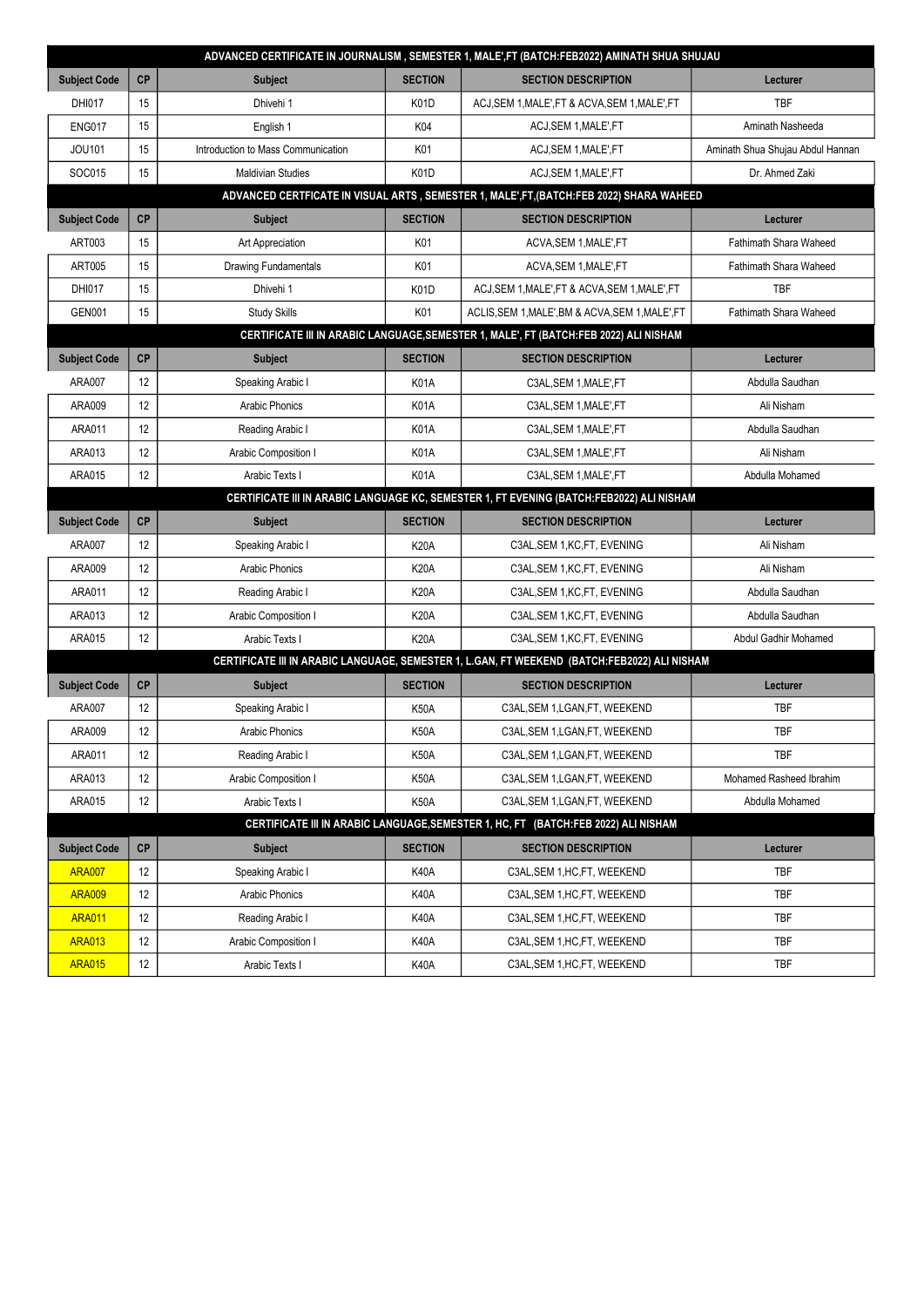| ADVANCED CERTIFICATE IN JOURNALISM , SEMESTER 1, MALE',FT (BATCH:FEB2022) AMINATH SHUA SHUJAU | | | | | |
|---|---|---|---|---|---|
| **Subject Code** | **CP** | **Subject** | **SECTION** | **SECTION DESCRIPTION** | **Lecturer** |
| DHI017 | 15 | Dhivehi 1 | K01D | ACJ,SEM 1,MALE',FT & ACVA,SEM 1,MALE',FT | TBF |
| ENG017 | 15 | English 1 | K04 | ACJ,SEM 1,MALE',FT | Aminath Nasheeda |
| JOU101 | 15 | Introduction to Mass Communication | K01 | ACJ,SEM 1,MALE',FT | Aminath Shua Shujau Abdul Hannan |
| SOC015 | 15 | Maldivian Studies | K01D | ACJ,SEM 1,MALE',FT | Dr. Ahmed Zaki |

| ADVANCED CERTFICATE IN VISUAL ARTS , SEMESTER 1, MALE',FT,(BATCH:FEB 2022) SHARA WAHEED | | | | | |
|---|---|---|---|---|---|
| **Subject Code** | **CP** | **Subject** | **SECTION** | **SECTION DESCRIPTION** | **Lecturer** |
| ART003 | 15 | Art Appreciation | K01 | ACVA,SEM 1,MALE',FT | Fathimath Shara Waheed |
| ART005 | 15 | Drawing Fundamentals | K01 | ACVA,SEM 1,MALE',FT | Fathimath Shara Waheed |
| DHI017 | 15 | Dhivehi 1 | K01D | ACJ,SEM 1,MALE',FT & ACVA,SEM 1,MALE',FT | TBF |
| GEN001 | 15 | Study Skills | K01 | ACLIS,SEM 1,MALE',BM & ACVA,SEM 1,MALE',FT | Fathimath Shara Waheed |

| CERTIFICATE III IN ARABIC LANGUAGE,SEMESTER 1, MALE', FT (BATCH:FEB 2022) ALI NISHAM | | | | | |
|---|---|---|---|---|---|
| **Subject Code** | **CP** | **Subject** | **SECTION** | **SECTION DESCRIPTION** | **Lecturer** |
| ARA007 | 12 | Speaking Arabic I | K01A | C3AL,SEM 1,MALE',FT | Abdulla Saudhan |
| ARA009 | 12 | Arabic Phonics | K01A | C3AL,SEM 1,MALE',FT | Ali Nisham |
| ARA011 | 12 | Reading Arabic I | K01A | C3AL,SEM 1,MALE',FT | Abdulla Saudhan |
| ARA013 | 12 | Arabic Composition I | K01A | C3AL,SEM 1,MALE',FT | Ali Nisham |
| ARA015 | 12 | Arabic Texts I | K01A | C3AL,SEM 1,MALE',FT | Abdulla Mohamed |

| CERTIFICATE III IN ARABIC LANGUAGE KC, SEMESTER 1, FT EVENING (BATCH:FEB2022) ALI NISHAM | | | | | |
|---|---|---|---|---|---|
| **Subject Code** | **CP** | **Subject** | **SECTION** | **SECTION DESCRIPTION** | **Lecturer** |
| ARA007 | 12 | Speaking Arabic I | K20A | C3AL,SEM 1,KC,FT, EVENING | Ali Nisham |
| ARA009 | 12 | Arabic Phonics | K20A | C3AL,SEM 1,KC,FT, EVENING | Ali Nisham |
| ARA011 | 12 | Reading Arabic I | K20A | C3AL,SEM 1,KC,FT, EVENING | Abdulla Saudhan |
| ARA013 | 12 | Arabic Composition I | K20A | C3AL,SEM 1,KC,FT, EVENING | Abdulla Saudhan |
| ARA015 | 12 | Arabic Texts I | K20A | C3AL,SEM 1,KC,FT, EVENING | Abdul Gadhir Mohamed |

| CERTIFICATE III IN ARABIC LANGUAGE, SEMESTER 1, L.GAN, FT WEEKEND (BATCH:FEB2022) ALI NISHAM | | | | | |
|---|---|---|---|---|---|
| **Subject Code** | **CP** | **Subject** | **SECTION** | **SECTION DESCRIPTION** | **Lecturer** |
| ARA007 | 12 | Speaking Arabic I | K50A | C3AL,SEM 1,LGAN,FT, WEEKEND | TBF |
| ARA009 | 12 | Arabic Phonics | K50A | C3AL,SEM 1,LGAN,FT, WEEKEND | TBF |
| ARA011 | 12 | Reading Arabic I | K50A | C3AL,SEM 1,LGAN,FT, WEEKEND | TBF |
| ARA013 | 12 | Arabic Composition I | K50A | C3AL,SEM 1,LGAN,FT, WEEKEND | Mohamed Rasheed Ibrahim |
| ARA015 | 12 | Arabic Texts I | K50A | C3AL,SEM 1,LGAN,FT, WEEKEND | Abdulla Mohamed |

| CERTIFICATE III IN ARABIC LANGUAGE,SEMESTER 1, HC, FT (BATCH:FEB 2022) ALI NISHAM | | | | | |
|---|---|---|---|---|---|
| **Subject Code** | **CP** | **Subject** | **SECTION** | **SECTION DESCRIPTION** | **Lecturer** |
| ARA007 | 12 | Speaking Arabic I | K40A | C3AL,SEM 1,HC,FT, WEEKEND | TBF |
| ARA009 | 12 | Arabic Phonics | K40A | C3AL,SEM 1,HC,FT, WEEKEND | TBF |
| ARA011 | 12 | Reading Arabic I | K40A | C3AL,SEM 1,HC,FT, WEEKEND | TBF |
| ARA013 | 12 | Arabic Composition I | K40A | C3AL,SEM 1,HC,FT, WEEKEND | TBF |
| ARA015 | 12 | Arabic Texts I | K40A | C3AL,SEM 1,HC,FT, WEEKEND | TBF |